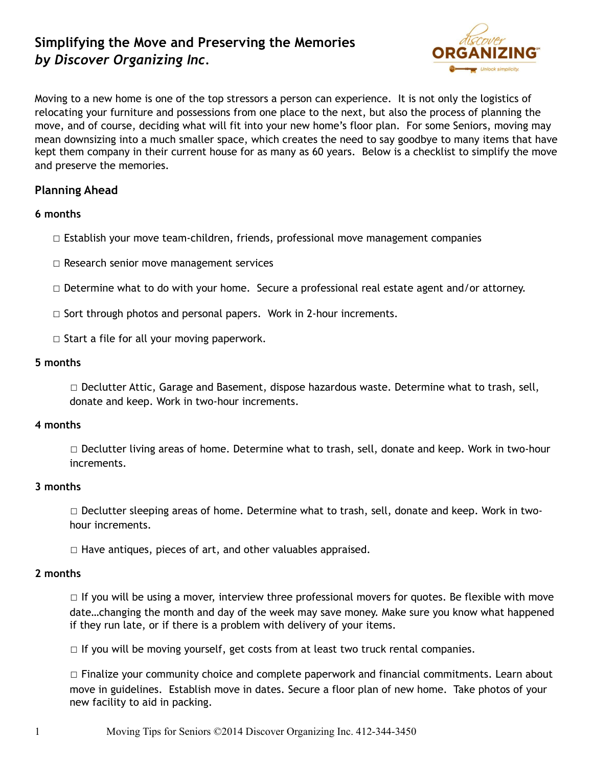# Simplifying the Move and Preserving the Memories
## *by Discover Organizing Inc.*

Moving to a new home is one of the top stressors a person can experience. It is not only the logistics of relocating your furniture and possessions from one place to the next, but also the process of planning the move, and of course, deciding what will fit into your new home's floor plan. For some Seniors, moving may mean downsizing into a much smaller space, which creates the need to say goodbye to many items that have kept them company in their current house for as many as 60 years. Below is a checklist to simplify the move and preserve the memories.

### Planning Ahead

**6 months**

- ☐ Establish your move team-children, friends, professional move management companies
- ☐ Research senior move management services
- ☐ Determine what to do with your home. Secure a professional real estate agent and/or attorney.
- ☐ Sort through photos and personal papers. Work in 2-hour increments.
- ☐ Start a file for all your moving paperwork.

**5 months**

- ☐ Declutter Attic, Garage and Basement, dispose hazardous waste. Determine what to trash, sell, donate and keep. Work in two-hour increments.

**4 months**

- ☐ Declutter living areas of home. Determine what to trash, sell, donate and keep. Work in two-hour increments.

**3 months**

- ☐ Declutter sleeping areas of home. Determine what to trash, sell, donate and keep. Work in two-hour increments.
- ☐ Have antiques, pieces of art, and other valuables appraised.

**2 months**

- ☐ If you will be using a mover, interview three professional movers for quotes. Be flexible with move date…changing the month and day of the week may save money. Make sure you know what happened if they run late, or if there is a problem with delivery of your items.
- ☐ If you will be moving yourself, get costs from at least two truck rental companies.
- ☐ Finalize your community choice and complete paperwork and financial commitments. Learn about move in guidelines. Establish move in dates. Secure a floor plan of new home. Take photos of your new facility to aid in packing.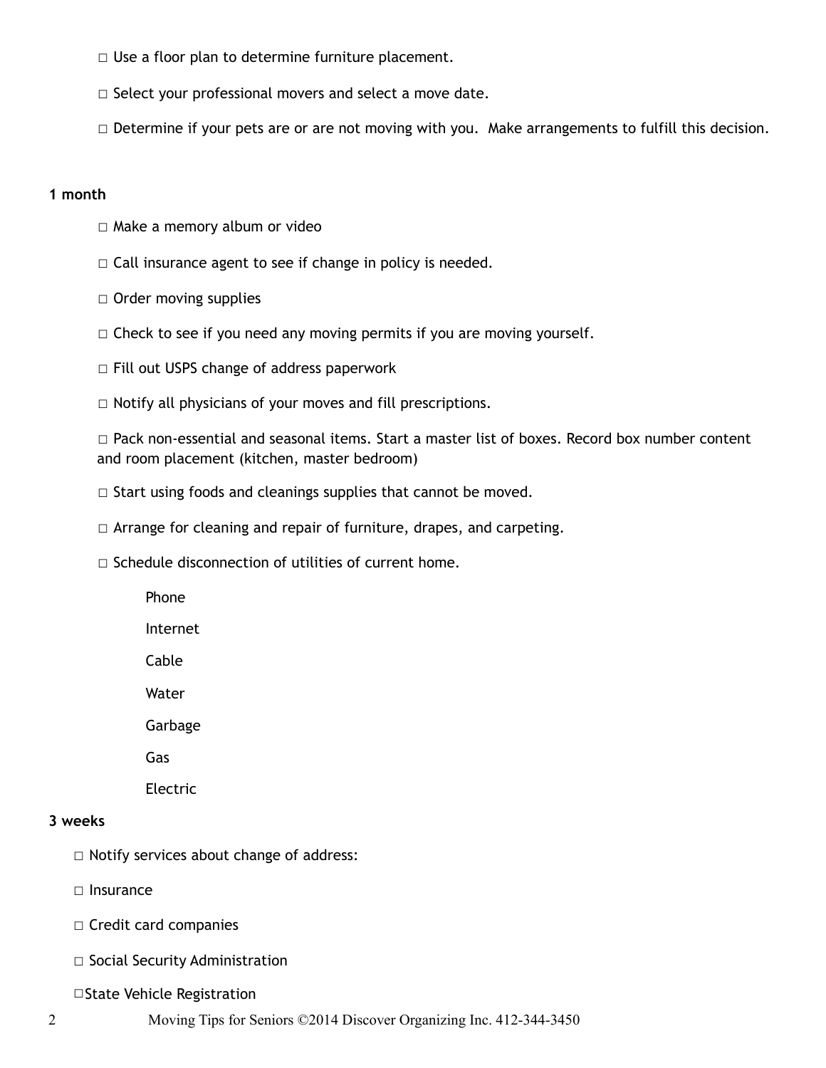□ Use a floor plan to determine furniture placement.

□ Select your professional movers and select a move date.

□ Determine if your pets are or are not moving with you. Make arrangements to fulfill this decision.

**1 month**

□ Make a memory album or video

□ Call insurance agent to see if change in policy is needed.

□ Order moving supplies

□ Check to see if you need any moving permits if you are moving yourself.

□ Fill out USPS change of address paperwork

□ Notify all physicians of your moves and fill prescriptions.

□ Pack non-essential and seasonal items. Start a master list of boxes. Record box number content and room placement (kitchen, master bedroom)

□ Start using foods and cleanings supplies that cannot be moved.

□ Arrange for cleaning and repair of furniture, drapes, and carpeting.

□ Schedule disconnection of utilities of current home.

Phone

Internet

Cable

Water

Garbage

Gas

Electric

**3 weeks**

□ Notify services about change of address:

□ Insurance

□ Credit card companies

□ Social Security Administration

□State Vehicle Registration

Moving Tips for Seniors ©2014 Discover Organizing Inc. 412-344-3450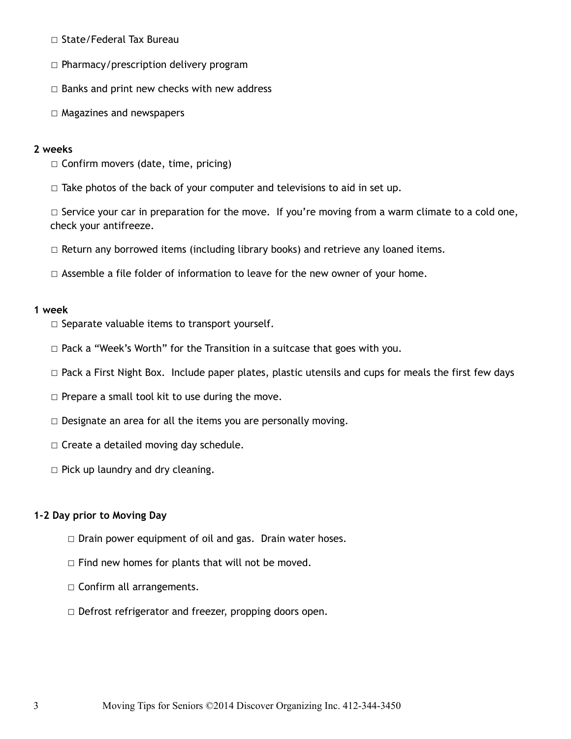□ State/Federal Tax Bureau

□ Pharmacy/prescription delivery program

□ Banks and print new checks with new address

□ Magazines and newspapers

**2 weeks**

□ Confirm movers (date, time, pricing)

□ Take photos of the back of your computer and televisions to aid in set up.

□ Service your car in preparation for the move. If you're moving from a warm climate to a cold one, check your antifreeze.

□ Return any borrowed items (including library books) and retrieve any loaned items.

□ Assemble a file folder of information to leave for the new owner of your home.

**1 week**

□ Separate valuable items to transport yourself.

□ Pack a "Week's Worth" for the Transition in a suitcase that goes with you.

□ Pack a First Night Box. Include paper plates, plastic utensils and cups for meals the first few days

□ Prepare a small tool kit to use during the move.

□ Designate an area for all the items you are personally moving.

□ Create a detailed moving day schedule.

□ Pick up laundry and dry cleaning.

**1-2 Day prior to Moving Day**

□ Drain power equipment of oil and gas. Drain water hoses.

□ Find new homes for plants that will not be moved.

□ Confirm all arrangements.

□ Defrost refrigerator and freezer, propping doors open.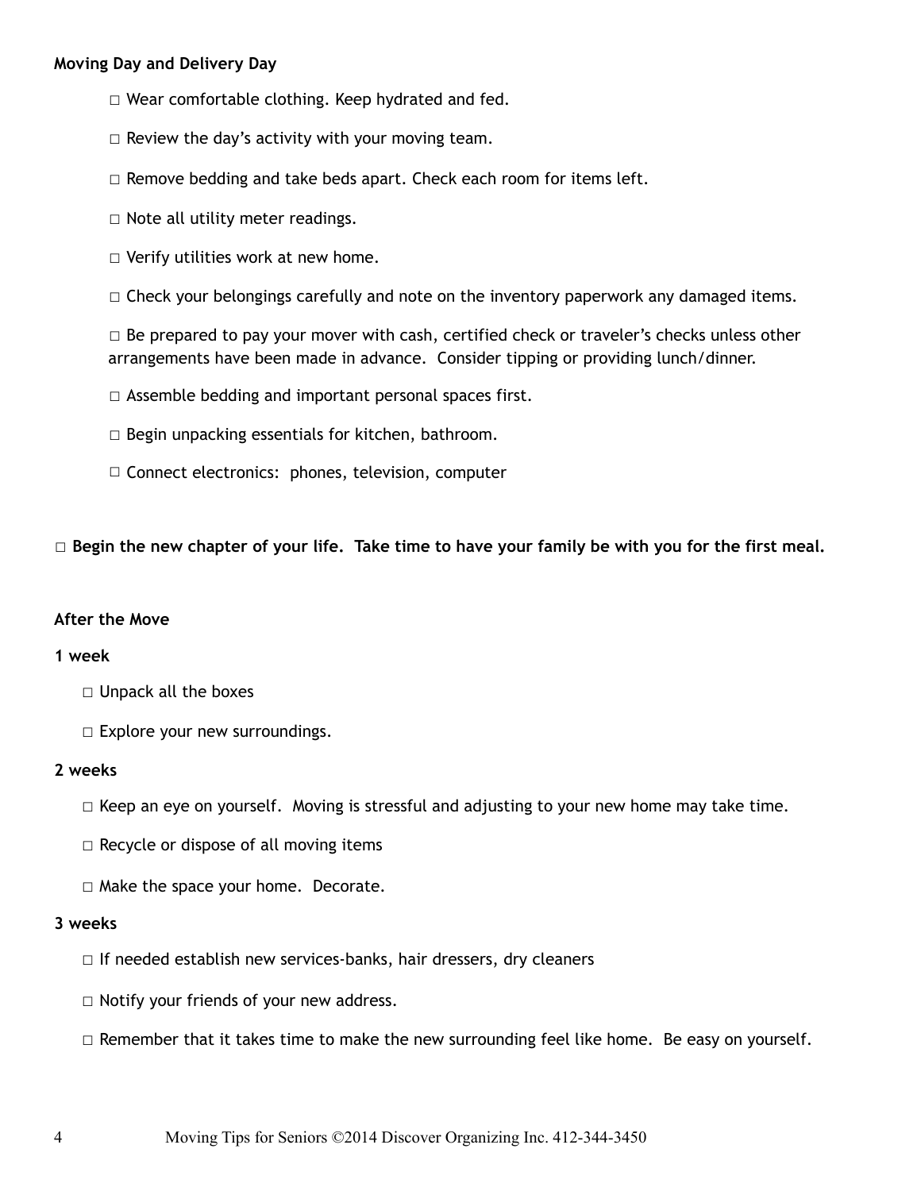**Moving Day and Delivery Day**

- □ Wear comfortable clothing. Keep hydrated and fed.
- □ Review the day's activity with your moving team.
- □ Remove bedding and take beds apart. Check each room for items left.
- □ Note all utility meter readings.
- □ Verify utilities work at new home.
- □ Check your belongings carefully and note on the inventory paperwork any damaged items.
- □ Be prepared to pay your mover with cash, certified check or traveler's checks unless other arrangements have been made in advance. Consider tipping or providing lunch/dinner.
- □ Assemble bedding and important personal spaces first.
- □ Begin unpacking essentials for kitchen, bathroom.
- □ Connect electronics: phones, television, computer

**□ Begin the new chapter of your life. Take time to have your family be with you for the first meal.**

**After the Move**

**1 week**

- □ Unpack all the boxes
- □ Explore your new surroundings.

**2 weeks**

- □ Keep an eye on yourself. Moving is stressful and adjusting to your new home may take time.
- □ Recycle or dispose of all moving items
- □ Make the space your home. Decorate.

**3 weeks**

- □ If needed establish new services-banks, hair dressers, dry cleaners
- □ Notify your friends of your new address.
- □ Remember that it takes time to make the new surrounding feel like home. Be easy on yourself.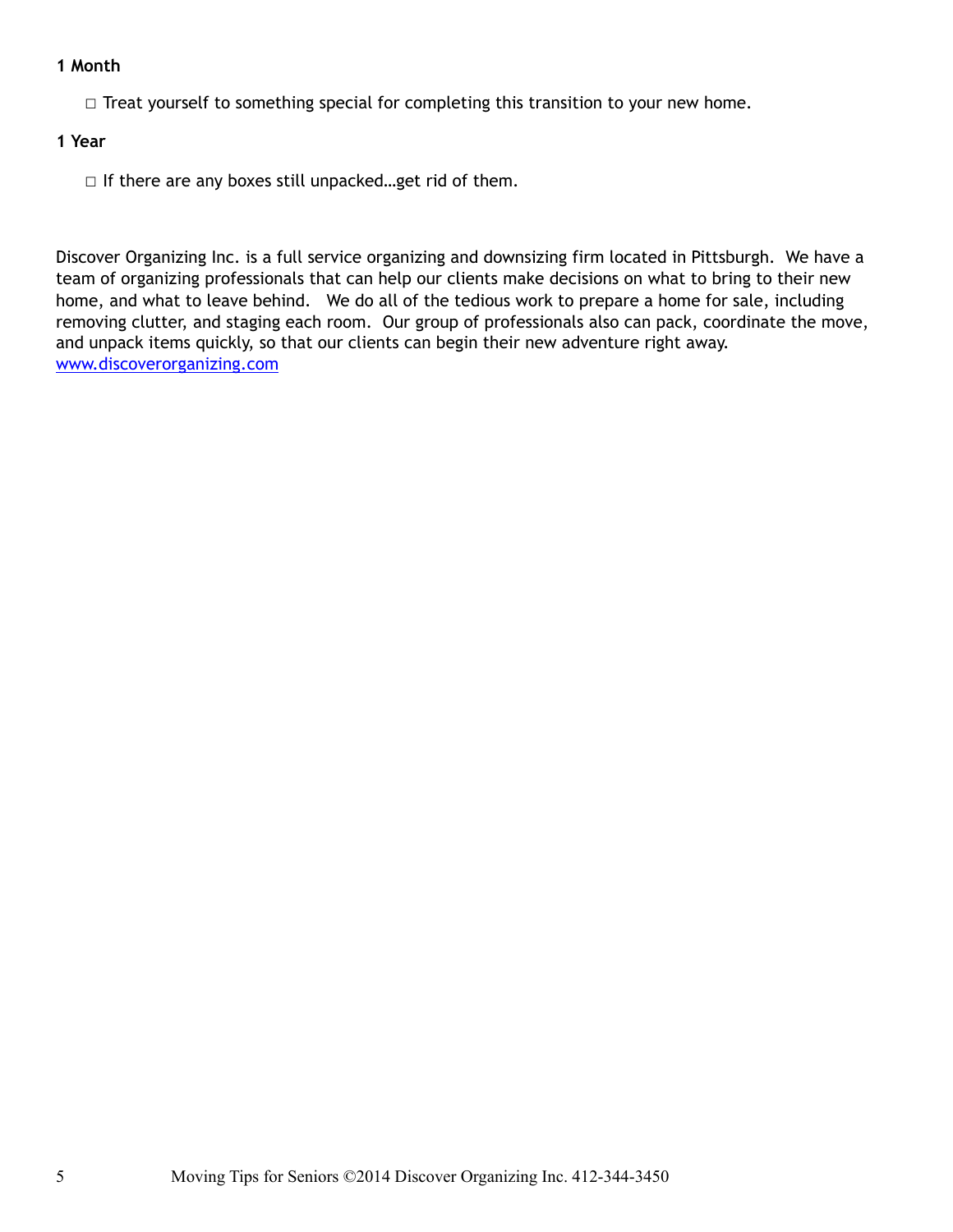**1 Month**

□ Treat yourself to something special for completing this transition to your new home.

**1 Year**

□ If there are any boxes still unpacked…get rid of them.

Discover Organizing Inc. is a full service organizing and downsizing firm located in Pittsburgh. We have a team of organizing professionals that can help our clients make decisions on what to bring to their new home, and what to leave behind. We do all of the tedious work to prepare a home for sale, including removing clutter, and staging each room. Our group of professionals also can pack, coordinate the move, and unpack items quickly, so that our clients can begin their new adventure right away.
[www.discoverorganizing.com](http://www.discoverorganizing.com)